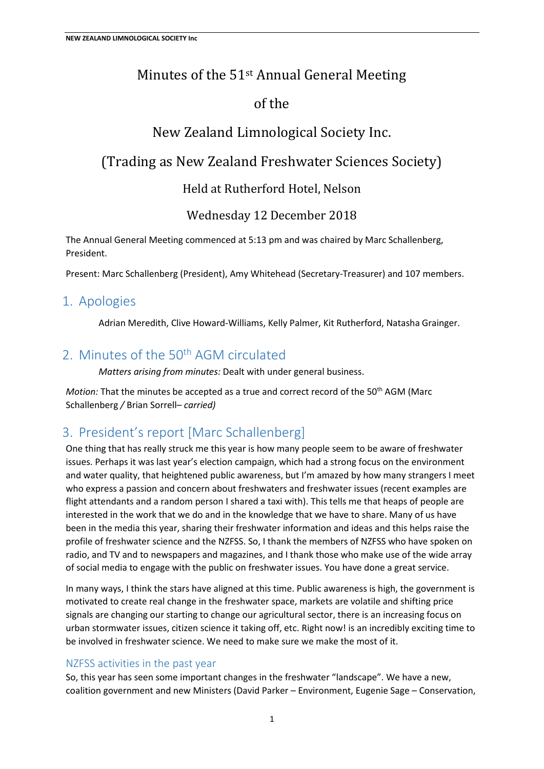# Minutes of the 51st Annual General Meeting

# of the

# New Zealand Limnological Society Inc.

# (Trading as New Zealand Freshwater Sciences Society)

## Held at Rutherford Hotel, Nelson

## Wednesday 12 December 2018

The Annual General Meeting commenced at 5:13 pm and was chaired by Marc Schallenberg, President.

Present: Marc Schallenberg (President), Amy Whitehead (Secretary-Treasurer) and 107 members.

## 1. Apologies

Adrian Meredith, Clive Howard-Williams, Kelly Palmer, Kit Rutherford, Natasha Grainger.

## 2. Minutes of the 50th AGM circulated

*Matters arising from minutes:* Dealt with under general business.

*Motion:* That the minutes be accepted as a true and correct record of the 50th AGM (Marc Schallenberg / Brian Sorrell– *carried)*

## 3. President's report [Marc Schallenberg]

One thing that has really struck me this year is how many people seem to be aware of freshwater issues. Perhaps it was last year's election campaign, which had a strong focus on the environment and water quality, that heightened public awareness, but I'm amazed by how many strangers I meet who express a passion and concern about freshwaters and freshwater issues (recent examples are flight attendants and a random person I shared a taxi with). This tells me that heaps of people are interested in the work that we do and in the knowledge that we have to share. Many of us have been in the media this year, sharing their freshwater information and ideas and this helps raise the profile of freshwater science and the NZFSS. So, I thank the members of NZFSS who have spoken on radio, and TV and to newspapers and magazines, and I thank those who make use of the wide array of social media to engage with the public on freshwater issues. You have done a great service.

In many ways, I think the stars have aligned at this time. Public awareness is high, the government is motivated to create real change in the freshwater space, markets are volatile and shifting price signals are changing our starting to change our agricultural sector, there is an increasing focus on urban stormwater issues, citizen science it taking off, etc. Right now! is an incredibly exciting time to be involved in freshwater science. We need to make sure we make the most of it.

### NZFSS activities in the past year

So, this year has seen some important changes in the freshwater "landscape". We have a new, coalition government and new Ministers (David Parker – Environment, Eugenie Sage – Conservation,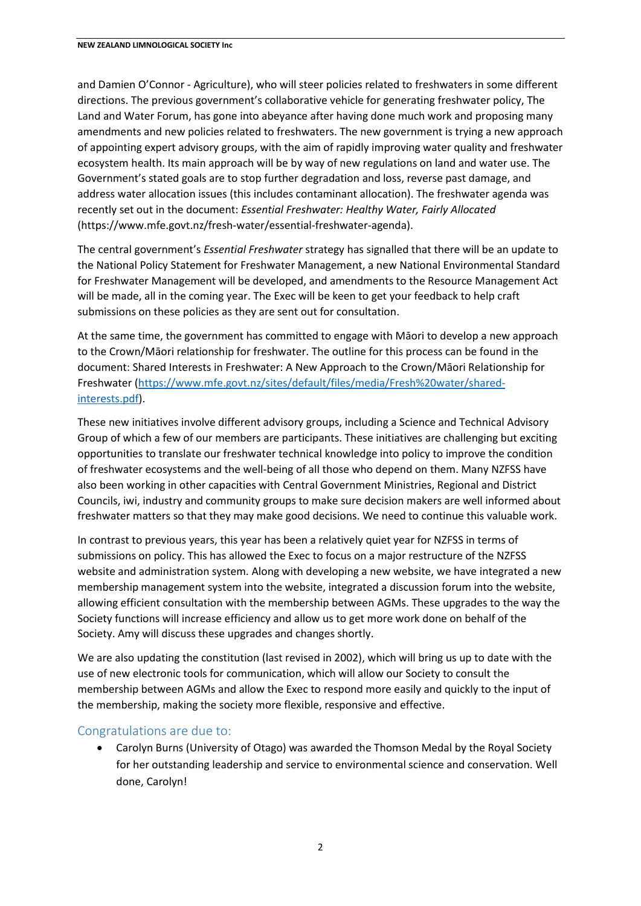and Damien O'Connor - Agriculture), who will steer policies related to freshwaters in some different directions. The previous government's collaborative vehicle for generating freshwater policy, The Land and Water Forum, has gone into abeyance after having done much work and proposing many amendments and new policies related to freshwaters. The new government is trying a new approach of appointing expert advisory groups, with the aim of rapidly improving water quality and freshwater ecosystem health. Its main approach will be by way of new regulations on land and water use. The Government's stated goals are to stop further degradation and loss, reverse past damage, and address water allocation issues (this includes contaminant allocation). The freshwater agenda was recently set out in the document: *Essential Freshwater: Healthy Water, Fairly Allocated* (https://www.mfe.govt.nz/fresh-water/essential-freshwater-agenda).

The central government's *Essential Freshwater* strategy has signalled that there will be an update to the National Policy Statement for Freshwater Management, a new National Environmental Standard for Freshwater Management will be developed, and amendments to the Resource Management Act will be made, all in the coming year. The Exec will be keen to get your feedback to help craft submissions on these policies as they are sent out for consultation.

At the same time, the government has committed to engage with Māori to develop a new approach to the Crown/Māori relationship for freshwater. The outline for this process can be found in the document: Shared Interests in Freshwater: A New Approach to the Crown/Māori Relationship for Freshwater ([https://www.mfe.govt.nz/sites/default/files/media/Fresh%20water/shared-interests.pdf](https://www.mfe.govt.nz/sites/default/files/media/Fresh%20water/shared-interests.pdf)).

These new initiatives involve different advisory groups, including a Science and Technical Advisory Group of which a few of our members are participants. These initiatives are challenging but exciting opportunities to translate our freshwater technical knowledge into policy to improve the condition of freshwater ecosystems and the well-being of all those who depend on them. Many NZFSS have also been working in other capacities with Central Government Ministries, Regional and District Councils, iwi, industry and community groups to make sure decision makers are well informed about freshwater matters so that they may make good decisions. We need to continue this valuable work.

In contrast to previous years, this year has been a relatively quiet year for NZFSS in terms of submissions on policy. This has allowed the Exec to focus on a major restructure of the NZFSS website and administration system. Along with developing a new website, we have integrated a new membership management system into the website, integrated a discussion forum into the website, allowing efficient consultation with the membership between AGMs. These upgrades to the way the Society functions will increase efficiency and allow us to get more work done on behalf of the Society. Amy will discuss these upgrades and changes shortly.

We are also updating the constitution (last revised in 2002), which will bring us up to date with the use of new electronic tools for communication, which will allow our Society to consult the membership between AGMs and allow the Exec to respond more easily and quickly to the input of the membership, making the society more flexible, responsive and effective.

## Congratulations are due to:

- Carolyn Burns (University of Otago) was awarded the Thomson Medal by the Royal Society for her outstanding leadership and service to environmental science and conservation. Well done, Carolyn!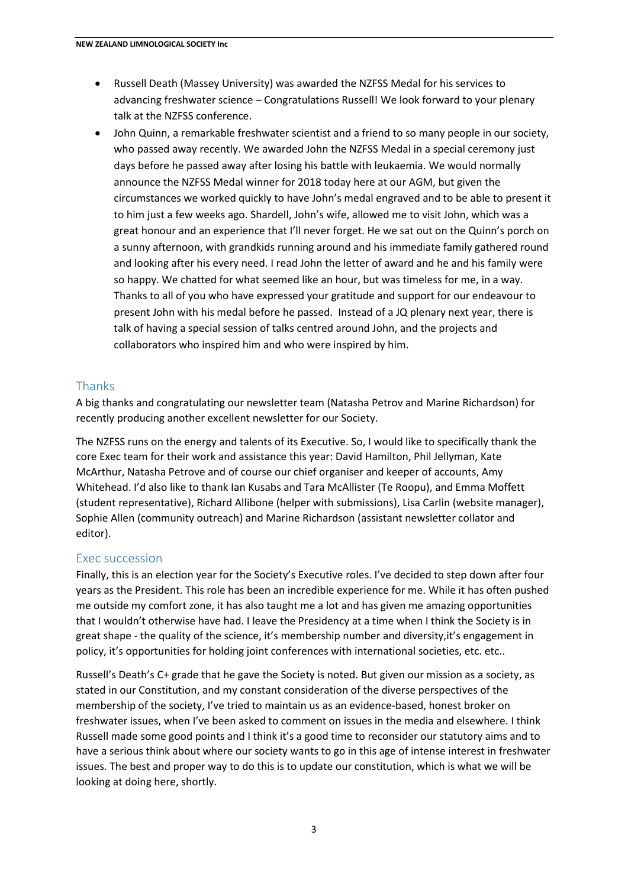- Russell Death (Massey University) was awarded the NZFSS Medal for his services to advancing freshwater science – Congratulations Russell! We look forward to your plenary talk at the NZFSS conference.
- John Quinn, a remarkable freshwater scientist and a friend to so many people in our society, who passed away recently. We awarded John the NZFSS Medal in a special ceremony just days before he passed away after losing his battle with leukaemia. We would normally announce the NZFSS Medal winner for 2018 today here at our AGM, but given the circumstances we worked quickly to have John's medal engraved and to be able to present it to him just a few weeks ago. Shardell, John's wife, allowed me to visit John, which was a great honour and an experience that I'll never forget. He we sat out on the Quinn's porch on a sunny afternoon, with grandkids running around and his immediate family gathered round and looking after his every need. I read John the letter of award and he and his family were so happy. We chatted for what seemed like an hour, but was timeless for me, in a way. Thanks to all of you who have expressed your gratitude and support for our endeavour to present John with his medal before he passed. Instead of a JQ plenary next year, there is talk of having a special session of talks centred around John, and the projects and collaborators who inspired him and who were inspired by him.

## Thanks

A big thanks and congratulating our newsletter team (Natasha Petrov and Marine Richardson) for recently producing another excellent newsletter for our Society.

The NZFSS runs on the energy and talents of its Executive. So, I would like to specifically thank the core Exec team for their work and assistance this year: David Hamilton, Phil Jellyman, Kate McArthur, Natasha Petrove and of course our chief organiser and keeper of accounts, Amy Whitehead. I'd also like to thank Ian Kusabs and Tara McAllister (Te Roopu), and Emma Moffett (student representative), Richard Allibone (helper with submissions), Lisa Carlin (website manager), Sophie Allen (community outreach) and Marine Richardson (assistant newsletter collator and editor).

## Exec succession

Finally, this is an election year for the Society's Executive roles. I've decided to step down after four years as the President. This role has been an incredible experience for me. While it has often pushed me outside my comfort zone, it has also taught me a lot and has given me amazing opportunities that I wouldn't otherwise have had. I leave the Presidency at a time when I think the Society is in great shape - the quality of the science, it's membership number and diversity,it's engagement in policy, it's opportunities for holding joint conferences with international societies, etc. etc..

Russell's Death's C+ grade that he gave the Society is noted. But given our mission as a society, as stated in our Constitution, and my constant consideration of the diverse perspectives of the membership of the society, I've tried to maintain us as an evidence-based, honest broker on freshwater issues, when I've been asked to comment on issues in the media and elsewhere. I think Russell made some good points and I think it's a good time to reconsider our statutory aims and to have a serious think about where our society wants to go in this age of intense interest in freshwater issues. The best and proper way to do this is to update our constitution, which is what we will be looking at doing here, shortly.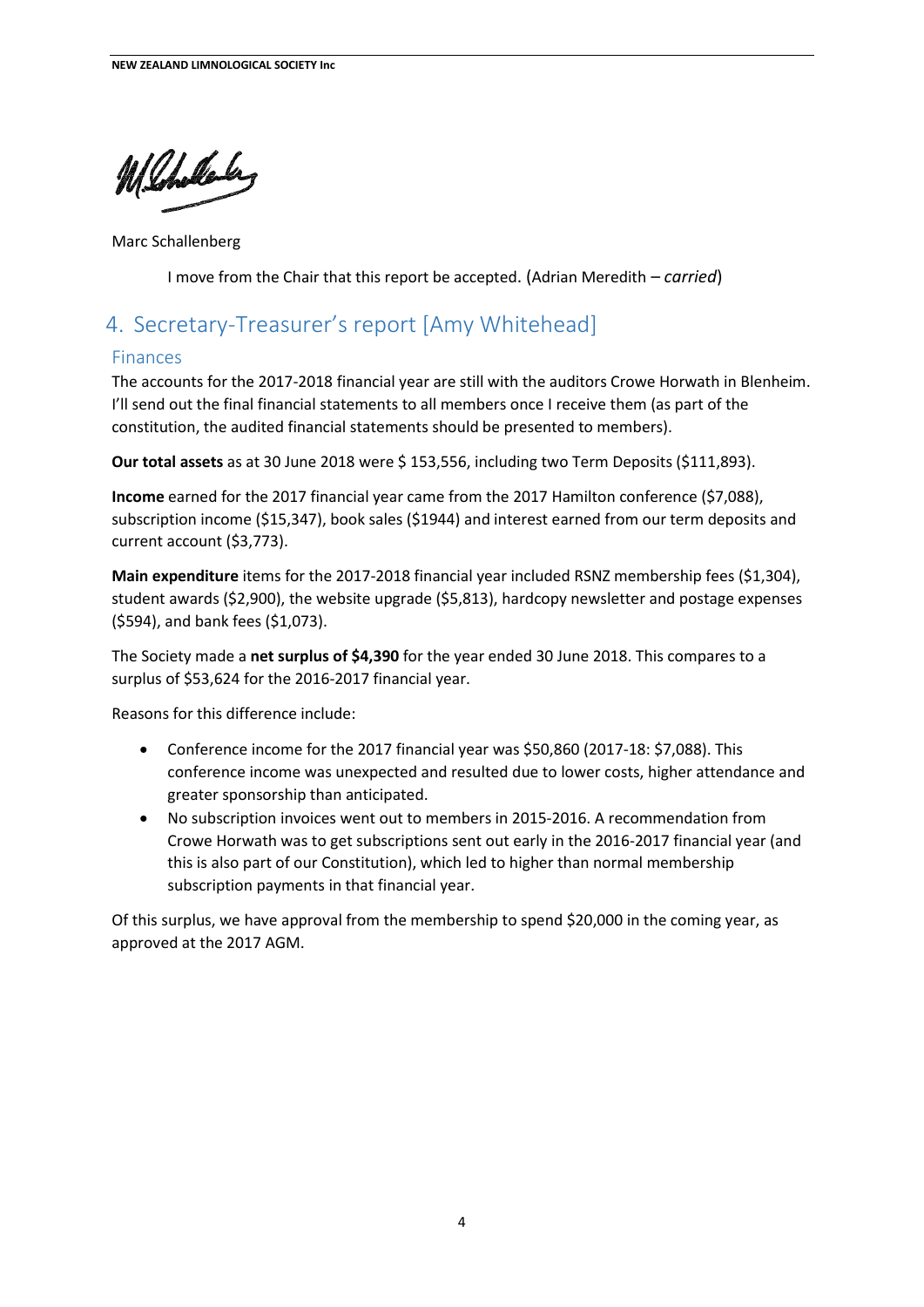Marc Schallenberg

I move from the Chair that this report be accepted. (Adrian Meredith – *carried*)

## 4. Secretary-Treasurer's report [Amy Whitehead]

### Finances

The accounts for the 2017-2018 financial year are still with the auditors Crowe Horwath in Blenheim. I'll send out the final financial statements to all members once I receive them (as part of the constitution, the audited financial statements should be presented to members).

**Our total assets** as at 30 June 2018 were $ 153,556, including two Term Deposits ($111,893).

**Income** earned for the 2017 financial year came from the 2017 Hamilton conference ($7,088), subscription income ($15,347), book sales ($1944) and interest earned from our term deposits and current account ($3,773).

**Main expenditure** items for the 2017-2018 financial year included RSNZ membership fees ($1,304), student awards ($2,900), the website upgrade ($5,813), hardcopy newsletter and postage expenses ($594), and bank fees ($1,073).

The Society made a **net surplus of $4,390** for the year ended 30 June 2018. This compares to a surplus of $53,624 for the 2016-2017 financial year.

Reasons for this difference include:

- Conference income for the 2017 financial year was $50,860 (2017-18: $7,088). This conference income was unexpected and resulted due to lower costs, higher attendance and greater sponsorship than anticipated.
- No subscription invoices went out to members in 2015-2016. A recommendation from Crowe Horwath was to get subscriptions sent out early in the 2016-2017 financial year (and this is also part of our Constitution), which led to higher than normal membership subscription payments in that financial year.

Of this surplus, we have approval from the membership to spend $20,000 in the coming year, as approved at the 2017 AGM.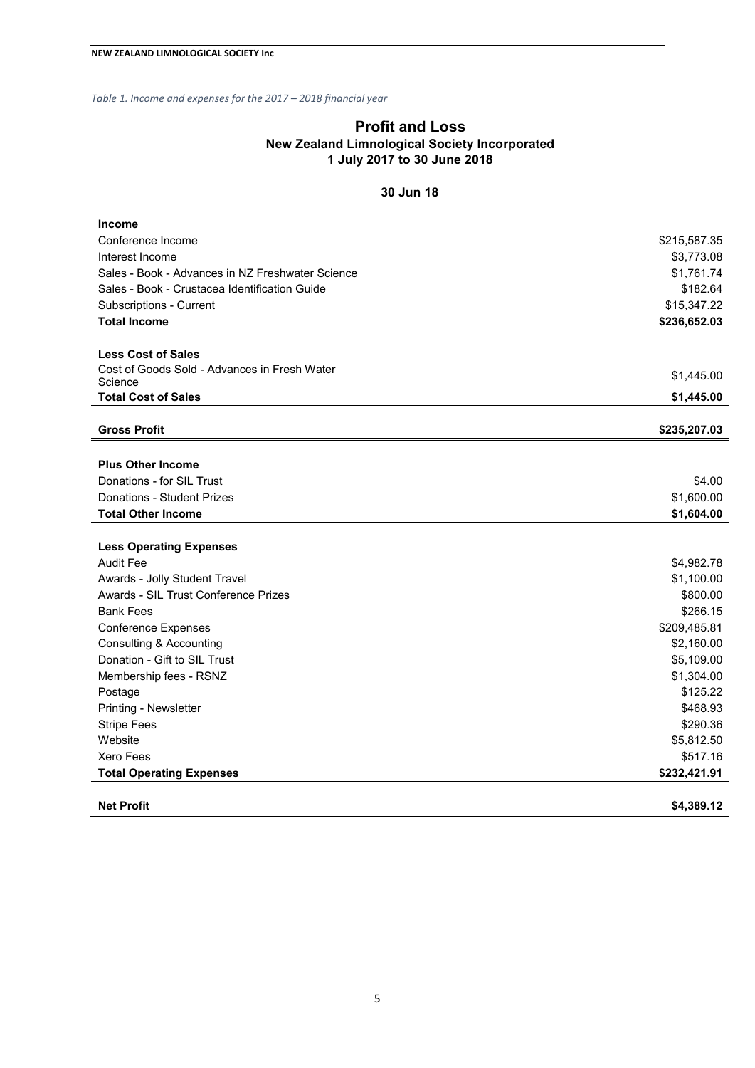*Table 1. Income and expenses for the 2017 – 2018 financial year*

## Profit and Loss

**New Zealand Limnological Society Incorporated**
**1 July 2017 to 30 June 2018**

| | 30 Jun 18 |
|---|---|
| **Income** | |
| Conference Income | $215,587.35 |
| Interest Income | $3,773.08 |
| Sales - Book - Advances in NZ Freshwater Science | $1,761.74 |
| Sales - Book - Crustacea Identification Guide | $182.64 |
| Subscriptions - Current | $15,347.22 |
| **Total Income** | **$236,652.03** |
| | |
| **Less Cost of Sales** | |
| Cost of Goods Sold - Advances in Fresh Water Science | $1,445.00 |
| **Total Cost of Sales** | **$1,445.00** |
| | |
| **Gross Profit** | **$235,207.03** |
| | |
| **Plus Other Income** | |
| Donations - for SIL Trust | $4.00 |
| Donations - Student Prizes | $1,600.00 |
| **Total Other Income** | **$1,604.00** |
| | |
| **Less Operating Expenses** | |
| Audit Fee | $4,982.78 |
| Awards - Jolly Student Travel | $1,100.00 |
| Awards - SIL Trust Conference Prizes | $800.00 |
| Bank Fees | $266.15 |
| Conference Expenses | $209,485.81 |
| Consulting & Accounting | $2,160.00 |
| Donation - Gift to SIL Trust | $5,109.00 |
| Membership fees - RSNZ | $1,304.00 |
| Postage | $125.22 |
| Printing - Newsletter | $468.93 |
| Stripe Fees | $290.36 |
| Website | $5,812.50 |
| Xero Fees | $517.16 |
| **Total Operating Expenses** | **$232,421.91** |
| | |
| **Net Profit** | **$4,389.12** |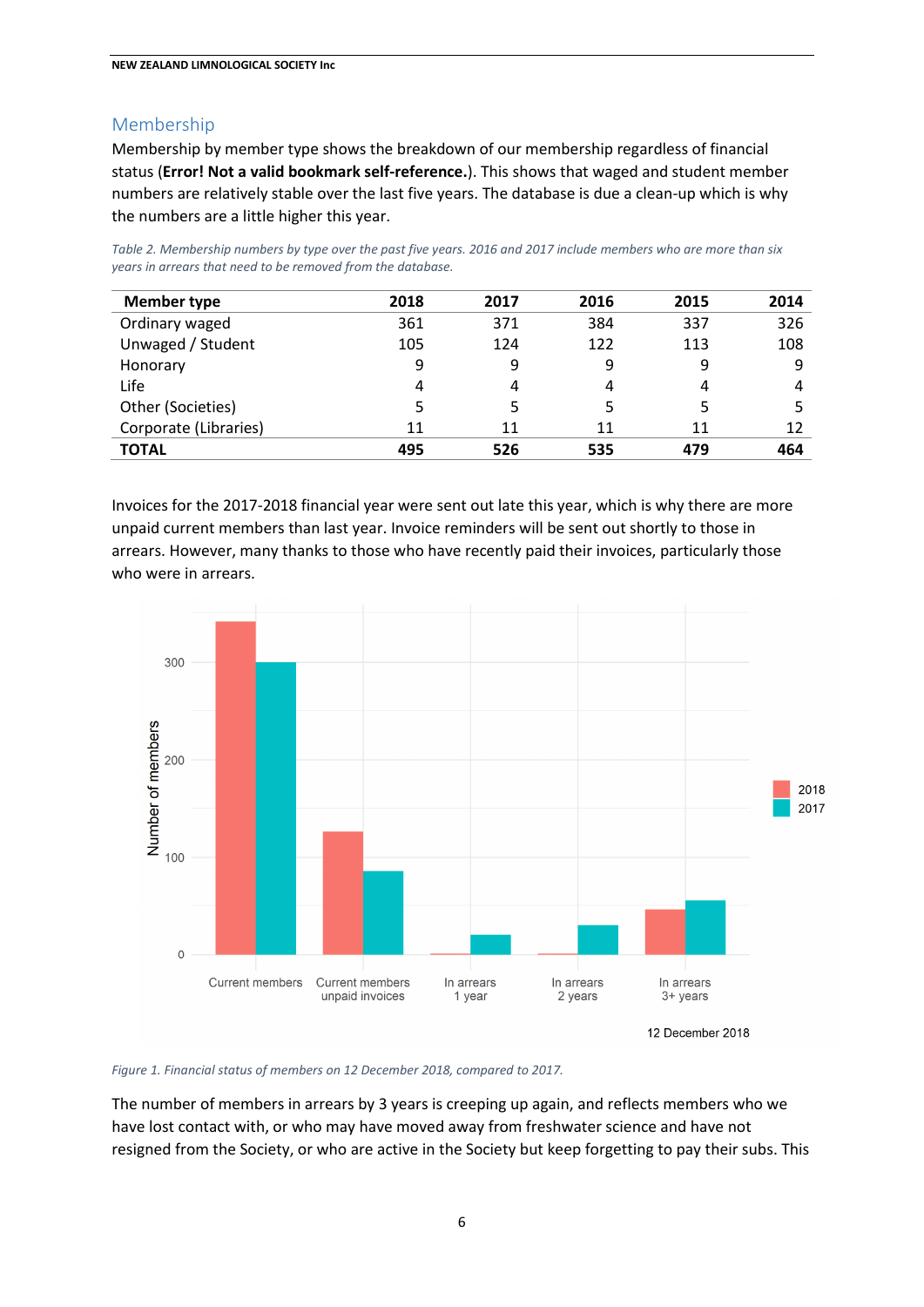## Membership

Membership by member type shows the breakdown of our membership regardless of financial status (**Error! Not a valid bookmark self-reference.**). This shows that waged and student member numbers are relatively stable over the last five years. The database is due a clean-up which is why the numbers are a little higher this year.

*Table 2. Membership numbers by type over the past five years. 2016 and 2017 include members who are more than six years in arrears that need to be removed from the database.*

| Member type | 2018 | 2017 | 2016 | 2015 | 2014 |
|---|---|---|---|---|---|
| Ordinary waged | 361 | 371 | 384 | 337 | 326 |
| Unwaged / Student | 105 | 124 | 122 | 113 | 108 |
| Honorary | 9 | 9 | 9 | 9 | 9 |
| Life | 4 | 4 | 4 | 4 | 4 |
| Other (Societies) | 5 | 5 | 5 | 5 | 5 |
| Corporate (Libraries) | 11 | 11 | 11 | 11 | 12 |
| **TOTAL** | **495** | **526** | **535** | **479** | **464** |

Invoices for the 2017-2018 financial year were sent out late this year, which is why there are more unpaid current members than last year. Invoice reminders will be sent out shortly to those in arrears. However, many thanks to those who have recently paid their invoices, particularly those who were in arrears.

*Figure 1. Financial status of members on 12 December 2018, compared to 2017.*

The number of members in arrears by 3 years is creeping up again, and reflects members who we have lost contact with, or who may have moved away from freshwater science and have not resigned from the Society, or who are active in the Society but keep forgetting to pay their subs. This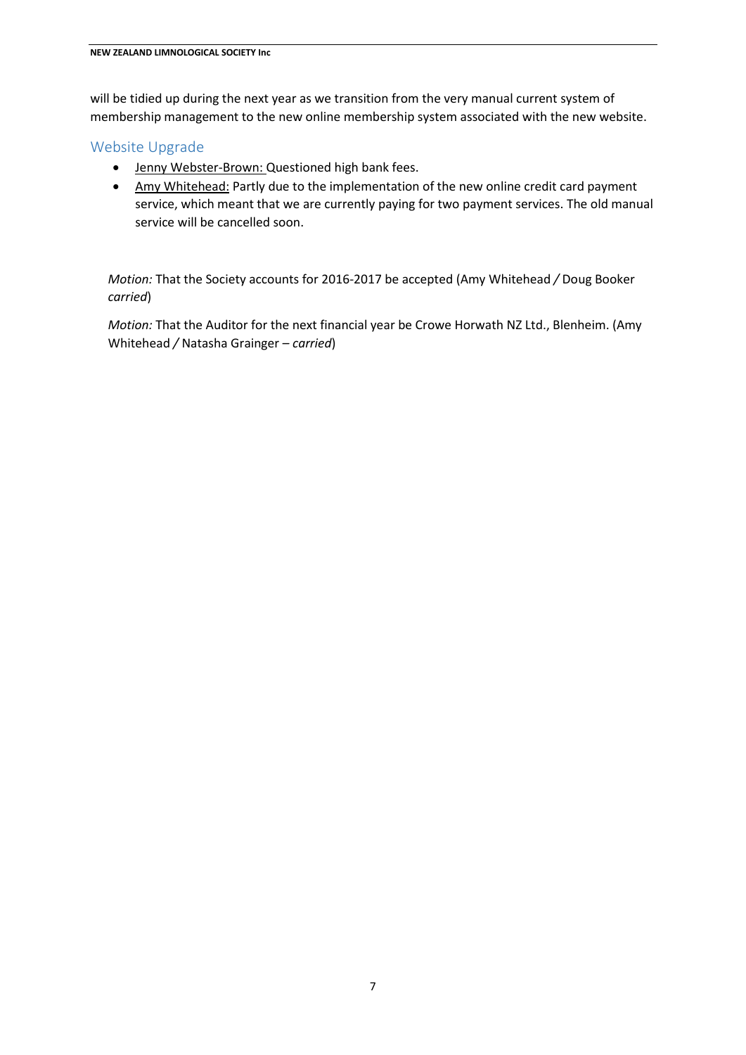will be tidied up during the next year as we transition from the very manual current system of membership management to the new online membership system associated with the new website.

## Website Upgrade

- Jenny Webster-Brown: Questioned high bank fees.
- Amy Whitehead: Partly due to the implementation of the new online credit card payment service, which meant that we are currently paying for two payment services. The old manual service will be cancelled soon.

*Motion:* That the Society accounts for 2016-2017 be accepted (Amy Whitehead / Doug Booker *carried*)

*Motion:* That the Auditor for the next financial year be Crowe Horwath NZ Ltd., Blenheim. (Amy Whitehead / Natasha Grainger – *carried*)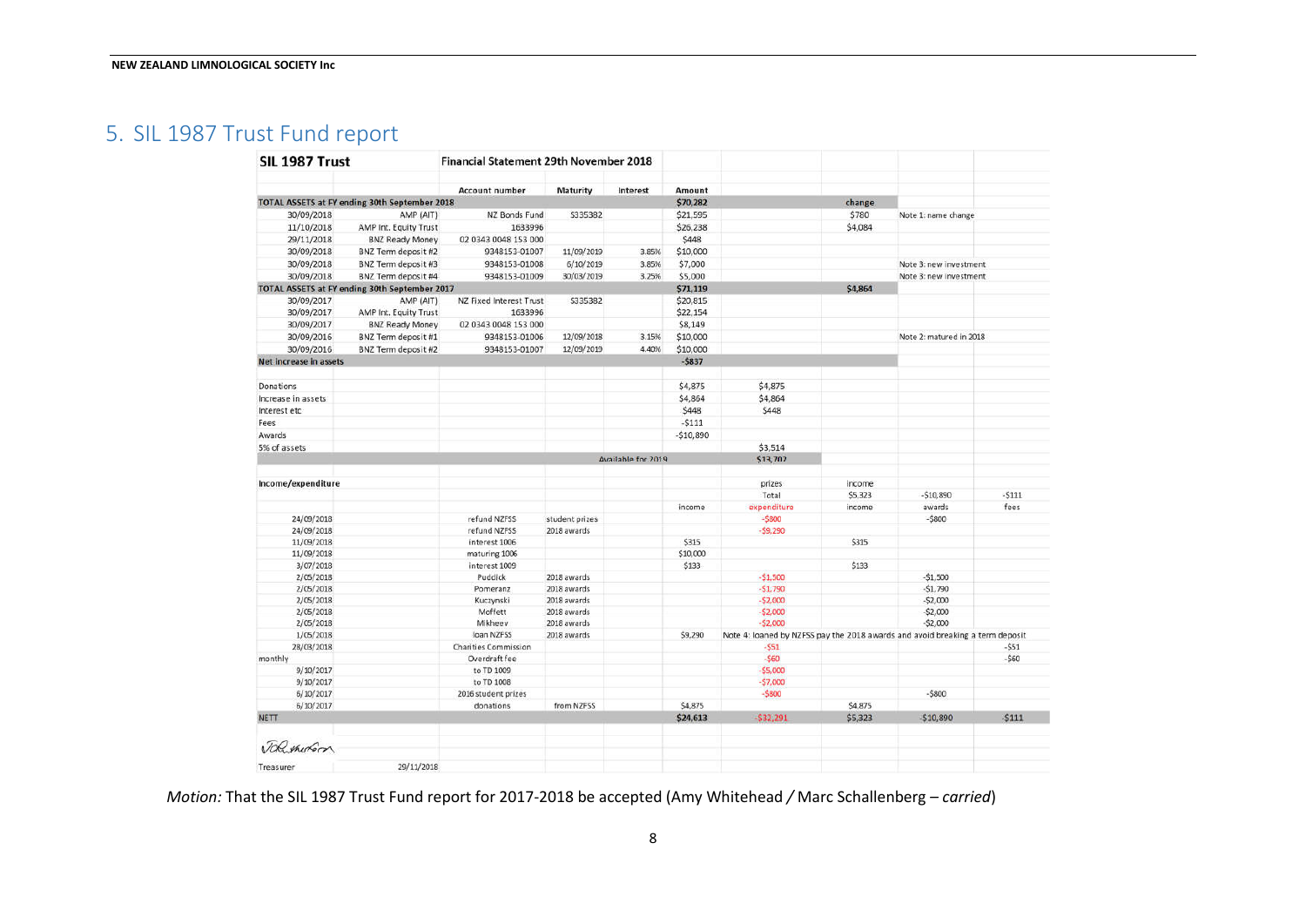## 5. SIL 1987 Trust Fund report

| SIL 1987 Trust | | Financial Statement 29th November 2018 | | | | | | | |
|---|---|---|---|---|---|---|---|---|---|
| | | Account number | Maturity | Interest | Amount | | | | |
| TOTAL ASSETS at FY ending 30th September 2018 | | | | | $70,282 | | change | | |
| 30/09/2018 | AMP (AIT) | NZ Bonds Fund | S335382 | | $21,595 | | $780 | Note 1: name change | |
| 11/10/2018 | AMP Int. Equity Trust | 1633996 | | | $26,238 | | $4,084 | | |
| 29/11/2018 | BNZ Ready Money | 02 0343 0048 153 000 | | | $448 | | | | |
| 30/09/2018 | BNZ Term deposit #2 | 9348153-01007 | 11/09/2019 | 3.85% | $10,000 | | | | |
| 30/09/2018 | BNZ Term deposit #3 | 9348153-01008 | 6/10/2019 | 3.85% | $7,000 | | | Note 3: new investment | |
| 30/09/2018 | BNZ Term deposit #4 | 9348153-01009 | 30/03/2019 | 3.25% | $5,000 | | | Note 3: new investment | |
| TOTAL ASSETS at FY ending 30th September 2017 | | | | | $71,119 | | $4,864 | | |
| 30/09/2017 | AMP (AIT) | NZ Fixed Interest Trust | S335382 | | $20,815 | | | | |
| 30/09/2017 | AMP Int. Equity Trust | 1633996 | | | $22,154 | | | | |
| 30/09/2017 | BNZ Ready Money | 02 0343 0048 153 000 | | | $8,149 | | | | |
| 30/09/2016 | BNZ Term deposit #1 | 9348153-01006 | 12/09/2018 | 3.15% | $10,000 | | | Note 2: matured in 2018 | |
| 30/09/2016 | BNZ Term deposit #2 | 9348153-01007 | 12/09/2019 | 4.40% | $10,000 | | | | |
| Net increase in assets | | | | | -$837 | | | | |
| | | | | | | | | | |
| Donations | | | | | $4,875 | $4,875 | | | |
| Increase in assets | | | | | $4,864 | $4,864 | | | |
| Interest etc | | | | | $448 | $448 | | | |
| Fees | | | | | -$111 | | | | |
| Awards | | | | | -$10,890 | | | | |
| 5% of assets | | | | | | $3,514 | | | |
| | | | Available for 2019 | | | $13,702 | | | |
| | | | | | | | | | |
| Income/expenditure | | | | | | prizes | income | | |
| | | | | | | Total | $5,323 | -$10,890 | -$111 |
| | | | | | income | expenditure | income | awards | fees |
| 24/09/2018 | | refund NZFSS | student prizes | | | -$800 | | -$800 | |
| 24/09/2018 | | refund NZFSS | 2018 awards | | | -$9,290 | | | |
| 11/09/2018 | | interest 1006 | | | $315 | | $315 | | |
| 11/09/2018 | | maturing 1006 | | | $10,000 | | | | |
| 3/07/2018 | | interest 1009 | | | $133 | | $133 | | |
| 2/05/2018 | | Puddick | 2018 awards | | | -$1,500 | | -$1,500 | |
| 2/05/2018 | | Pomeranz | 2018 awards | | | -$1,790 | | -$1,790 | |
| 2/05/2018 | | Kuczynski | 2018 awards | | | -$2,000 | | -$2,000 | |
| 2/05/2018 | | Moffett | 2018 awards | | | -$2,000 | | -$2,000 | |
| 2/05/2018 | | Mikheev | 2018 awards | | | -$2,000 | | -$2,000 | |
| 1/05/2018 | | loan NZFSS | 2018 awards | | $9,290 | Note 4: loaned by NZFSS pay the 2018 awards and avoid breaking a term deposit | | | |
| 28/03/2018 | | Charities Commission | | | | -$51 | | | -$51 |
| monthly | | Overdraft fee | | | | -$60 | | | -$60 |
| 9/10/2017 | | to TD 1009 | | | | -$5,000 | | | |
| 9/10/2017 | | to TD 1008 | | | | -$7,000 | | | |
| 6/10/2017 | | 2016 student prizes | | | | -$800 | | -$800 | |
| 6/10/2017 | | donations | from NZFSS | | $4,875 | | $4,875 | | |
| NETT | | | | | $24,613 | -$32,291 | $5,323 | -$10,890 | -$111 |

Treasurer 29/11/2018

*Motion:* That the SIL 1987 Trust Fund report for 2017-2018 be accepted (Amy Whitehead / Marc Schallenberg – *carried*)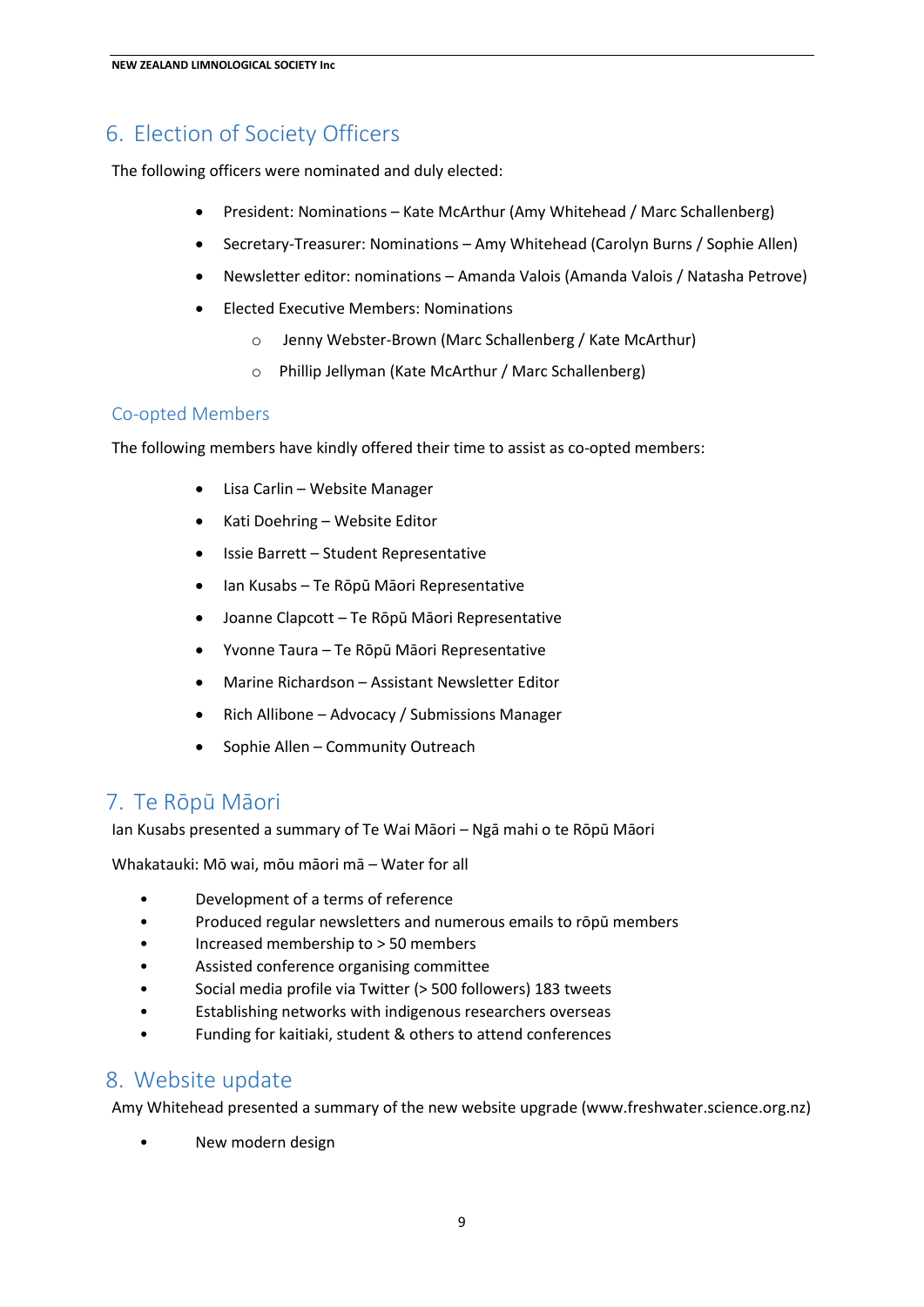## 6. Election of Society Officers

The following officers were nominated and duly elected:

- President: Nominations – Kate McArthur (Amy Whitehead / Marc Schallenberg)
- Secretary-Treasurer: Nominations – Amy Whitehead (Carolyn Burns / Sophie Allen)
- Newsletter editor: nominations – Amanda Valois (Amanda Valois / Natasha Petrove)
- Elected Executive Members: Nominations
  - Jenny Webster-Brown (Marc Schallenberg / Kate McArthur)
  - Phillip Jellyman (Kate McArthur / Marc Schallenberg)

### Co-opted Members

The following members have kindly offered their time to assist as co-opted members:

- Lisa Carlin – Website Manager
- Kati Doehring – Website Editor
- Issie Barrett – Student Representative
- Ian Kusabs – Te Rōpū Māori Representative
- Joanne Clapcott – Te Rōpū Māori Representative
- Yvonne Taura – Te Rōpū Māori Representative
- Marine Richardson – Assistant Newsletter Editor
- Rich Allibone – Advocacy / Submissions Manager
- Sophie Allen – Community Outreach

## 7. Te Rōpū Māori

Ian Kusabs presented a summary of Te Wai Māori – Ngā mahi o te Rōpū Māori

Whakatauki: Mō wai, mōu māori mā – Water for all

- Development of a terms of reference
- Produced regular newsletters and numerous emails to rōpū members
- Increased membership to > 50 members
- Assisted conference organising committee
- Social media profile via Twitter (> 500 followers) 183 tweets
- Establishing networks with indigenous researchers overseas
- Funding for kaitiaki, student & others to attend conferences

## 8. Website update

Amy Whitehead presented a summary of the new website upgrade (www.freshwater.science.org.nz)

- New modern design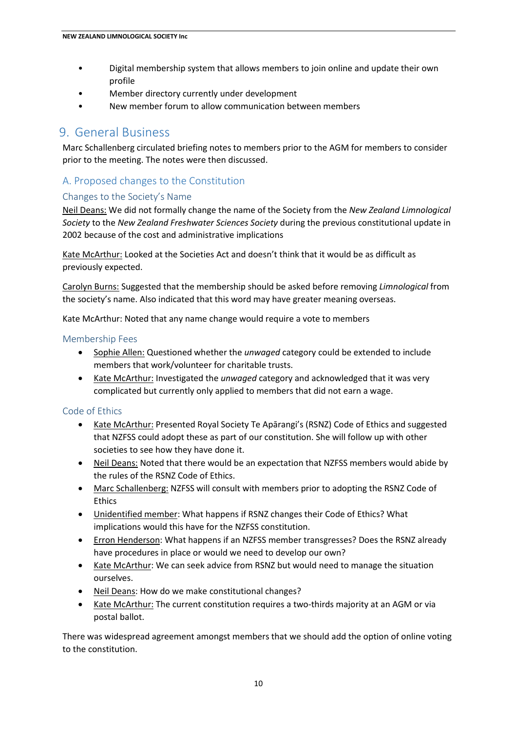- Digital membership system that allows members to join online and update their own profile
- Member directory currently under development
- New member forum to allow communication between members

# 9. General Business

Marc Schallenberg circulated briefing notes to members prior to the AGM for members to consider prior to the meeting. The notes were then discussed.

## A. Proposed changes to the Constitution

### Changes to the Society's Name

<u>Neil Deans:</u> We did not formally change the name of the Society from the *New Zealand Limnological Society* to the *New Zealand Freshwater Sciences Society* during the previous constitutional update in 2002 because of the cost and administrative implications

<u>Kate McArthur:</u> Looked at the Societies Act and doesn't think that it would be as difficult as previously expected.

<u>Carolyn Burns:</u> Suggested that the membership should be asked before removing *Limnological* from the society's name. Also indicated that this word may have greater meaning overseas.

Kate McArthur: Noted that any name change would require a vote to members

### Membership Fees

- <u>Sophie Allen:</u> Questioned whether the *unwaged* category could be extended to include members that work/volunteer for charitable trusts.
- <u>Kate McArthur:</u> Investigated the *unwaged* category and acknowledged that it was very complicated but currently only applied to members that did not earn a wage.

### Code of Ethics

- <u>Kate McArthur:</u> Presented Royal Society Te Apārangi's (RSNZ) Code of Ethics and suggested that NZFSS could adopt these as part of our constitution. She will follow up with other societies to see how they have done it.
- <u>Neil Deans:</u> Noted that there would be an expectation that NZFSS members would abide by the rules of the RSNZ Code of Ethics.
- <u>Marc Schallenberg:</u> NZFSS will consult with members prior to adopting the RSNZ Code of Ethics
- <u>Unidentified member</u>: What happens if RSNZ changes their Code of Ethics? What implications would this have for the NZFSS constitution.
- <u>Erron Henderson</u>: What happens if an NZFSS member transgresses? Does the RSNZ already have procedures in place or would we need to develop our own?
- <u>Kate McArthur</u>: We can seek advice from RSNZ but would need to manage the situation ourselves.
- <u>Neil Deans</u>: How do we make constitutional changes?
- <u>Kate McArthur:</u> The current constitution requires a two-thirds majority at an AGM or via postal ballot.

There was widespread agreement amongst members that we should add the option of online voting to the constitution.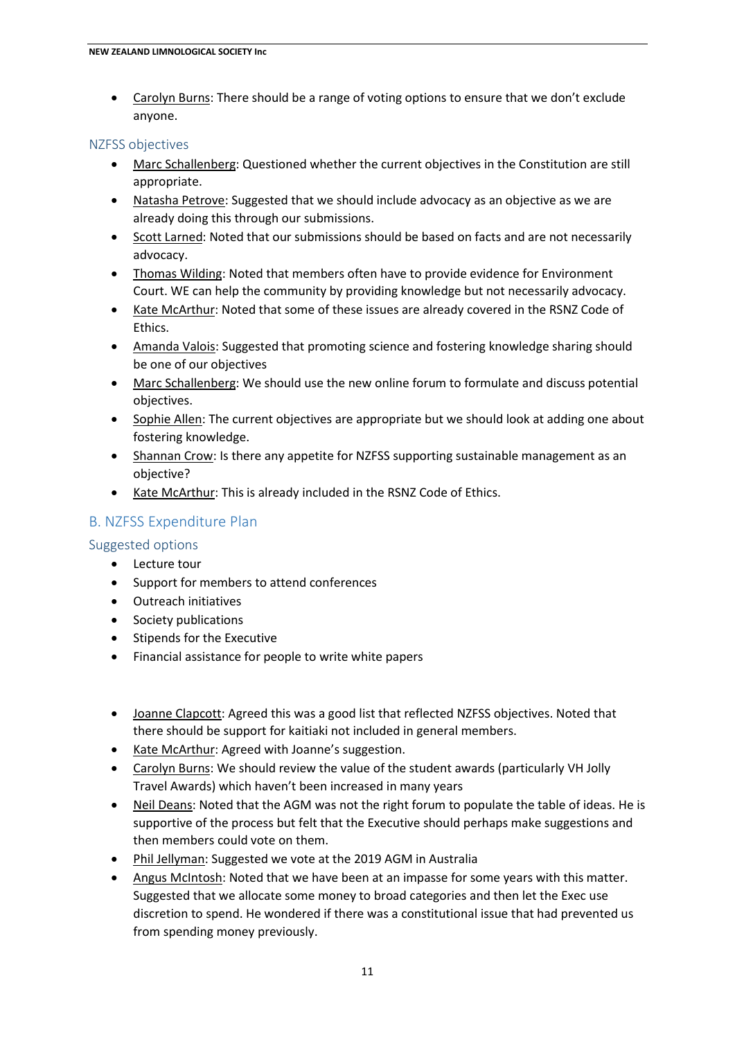- Carolyn Burns: There should be a range of voting options to ensure that we don't exclude anyone.

### NZFSS objectives

- Marc Schallenberg: Questioned whether the current objectives in the Constitution are still appropriate.
- Natasha Petrove: Suggested that we should include advocacy as an objective as we are already doing this through our submissions.
- Scott Larned: Noted that our submissions should be based on facts and are not necessarily advocacy.
- Thomas Wilding: Noted that members often have to provide evidence for Environment Court. WE can help the community by providing knowledge but not necessarily advocacy.
- Kate McArthur: Noted that some of these issues are already covered in the RSNZ Code of Ethics.
- Amanda Valois: Suggested that promoting science and fostering knowledge sharing should be one of our objectives
- Marc Schallenberg: We should use the new online forum to formulate and discuss potential objectives.
- Sophie Allen: The current objectives are appropriate but we should look at adding one about fostering knowledge.
- Shannan Crow: Is there any appetite for NZFSS supporting sustainable management as an objective?
- Kate McArthur: This is already included in the RSNZ Code of Ethics.

## B. NZFSS Expenditure Plan

### Suggested options

- Lecture tour
- Support for members to attend conferences
- Outreach initiatives
- Society publications
- Stipends for the Executive
- Financial assistance for people to write white papers

- Joanne Clapcott: Agreed this was a good list that reflected NZFSS objectives. Noted that there should be support for kaitiaki not included in general members.
- Kate McArthur: Agreed with Joanne's suggestion.
- Carolyn Burns: We should review the value of the student awards (particularly VH Jolly Travel Awards) which haven't been increased in many years
- Neil Deans: Noted that the AGM was not the right forum to populate the table of ideas. He is supportive of the process but felt that the Executive should perhaps make suggestions and then members could vote on them.
- Phil Jellyman: Suggested we vote at the 2019 AGM in Australia
- Angus McIntosh: Noted that we have been at an impasse for some years with this matter. Suggested that we allocate some money to broad categories and then let the Exec use discretion to spend. He wondered if there was a constitutional issue that had prevented us from spending money previously.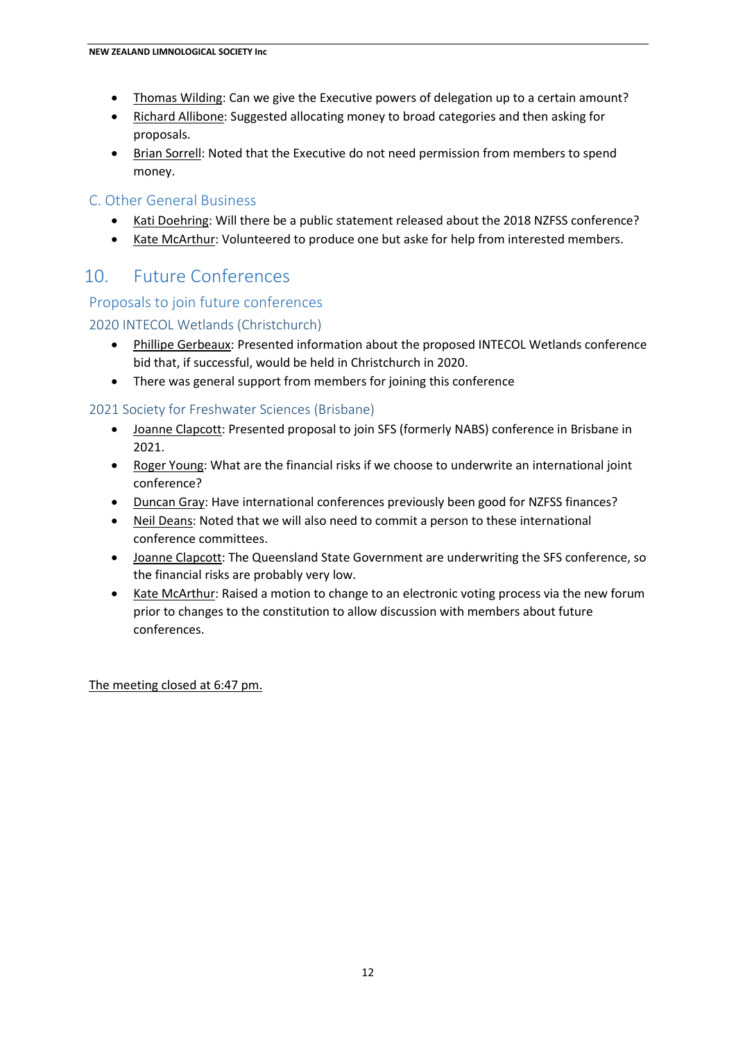- Thomas Wilding: Can we give the Executive powers of delegation up to a certain amount?
- Richard Allibone: Suggested allocating money to broad categories and then asking for proposals.
- Brian Sorrell: Noted that the Executive do not need permission from members to spend money.

### C. Other General Business

- Kati Doehring: Will there be a public statement released about the 2018 NZFSS conference?
- Kate McArthur: Volunteered to produce one but aske for help from interested members.

## 10. Future Conferences

### Proposals to join future conferences

### 2020 INTECOL Wetlands (Christchurch)

- Phillipe Gerbeaux: Presented information about the proposed INTECOL Wetlands conference bid that, if successful, would be held in Christchurch in 2020.
- There was general support from members for joining this conference

### 2021 Society for Freshwater Sciences (Brisbane)

- Joanne Clapcott: Presented proposal to join SFS (formerly NABS) conference in Brisbane in 2021.
- Roger Young: What are the financial risks if we choose to underwrite an international joint conference?
- Duncan Gray: Have international conferences previously been good for NZFSS finances?
- Neil Deans: Noted that we will also need to commit a person to these international conference committees.
- Joanne Clapcott: The Queensland State Government are underwriting the SFS conference, so the financial risks are probably very low.
- Kate McArthur: Raised a motion to change to an electronic voting process via the new forum prior to changes to the constitution to allow discussion with members about future conferences.

The meeting closed at 6:47 pm.